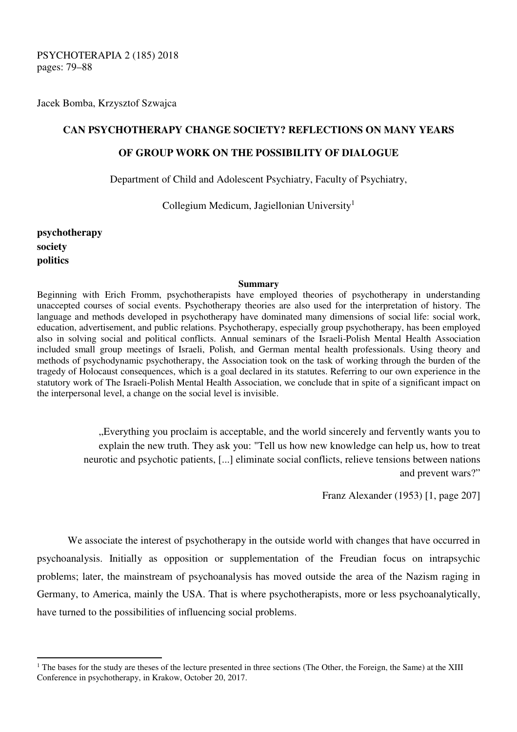PSYCHOTERAPIA 2 (185) 2018
pages: 79–88

Jacek Bomba, Krzysztof Szwajca

# CAN PSYCHOTHERAPY CHANGE SOCIETY? REFLECTIONS ON MANY YEARS OF GROUP WORK ON THE POSSIBILITY OF DIALOGUE

Department of Child and Adolescent Psychiatry, Faculty of Psychiatry,

Collegium Medicum, Jagiellonian University[1]

**psychotherapy**
**society**
**politics**

**Summary**

Beginning with Erich Fromm, psychotherapists have employed theories of psychotherapy in understanding unaccepted courses of social events. Psychotherapy theories are also used for the interpretation of history. The language and methods developed in psychotherapy have dominated many dimensions of social life: social work, education, advertisement, and public relations. Psychotherapy, especially group psychotherapy, has been employed also in solving social and political conflicts. Annual seminars of the Israeli-Polish Mental Health Association included small group meetings of Israeli, Polish, and German mental health professionals. Using theory and methods of psychodynamic psychotherapy, the Association took on the task of working through the burden of the tragedy of Holocaust consequences, which is a goal declared in its statutes. Referring to our own experience in the statutory work of The Israeli-Polish Mental Health Association, we conclude that in spite of a significant impact on the interpersonal level, a change on the social level is invisible.

> „Everything you proclaim is acceptable, and the world sincerely and fervently wants you to explain the new truth. They ask you: "Tell us how new knowledge can help us, how to treat neurotic and psychotic patients, [...] eliminate social conflicts, relieve tensions between nations and prevent wars?"
>
> Franz Alexander (1953) [1, page 207]

We associate the interest of psychotherapy in the outside world with changes that have occurred in psychoanalysis. Initially as opposition or supplementation of the Freudian focus on intrapsychic problems; later, the mainstream of psychoanalysis has moved outside the area of the Nazism raging in Germany, to America, mainly the USA. That is where psychotherapists, more or less psychoanalytically, have turned to the possibilities of influencing social problems.

---

[1] The bases for the study are theses of the lecture presented in three sections (The Other, the Foreign, the Same) at the XIII Conference in psychotherapy, in Krakow, October 20, 2017.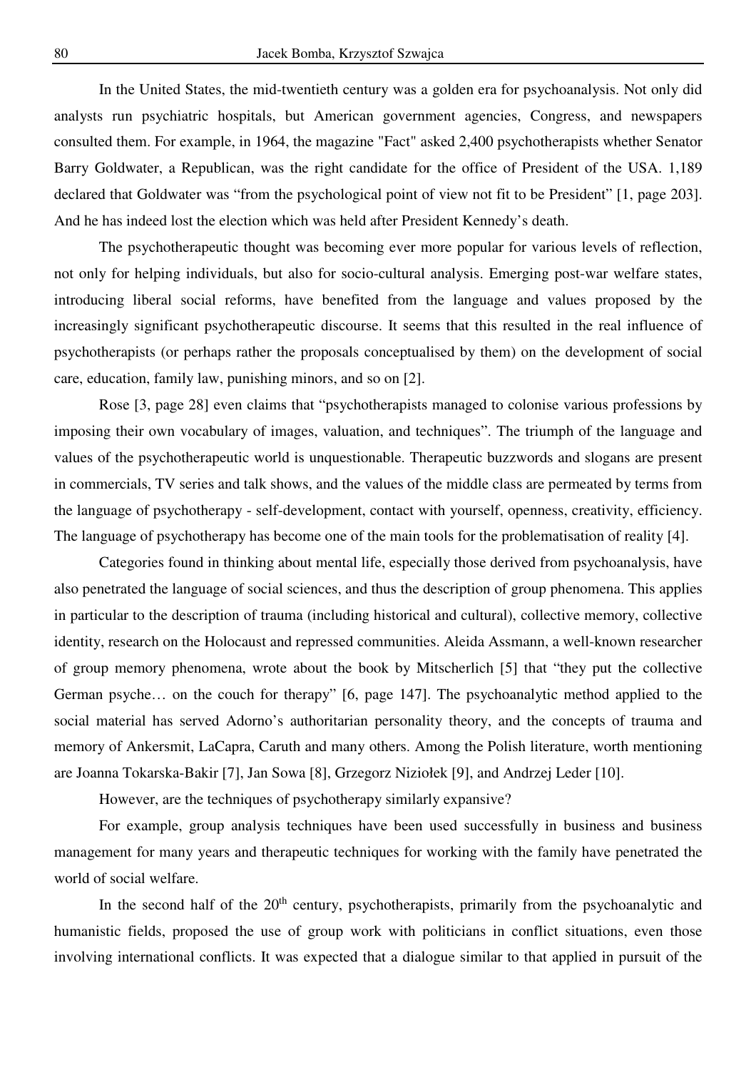In the United States, the mid-twentieth century was a golden era for psychoanalysis. Not only did analysts run psychiatric hospitals, but American government agencies, Congress, and newspapers consulted them. For example, in 1964, the magazine "Fact" asked 2,400 psychotherapists whether Senator Barry Goldwater, a Republican, was the right candidate for the office of President of the USA. 1,189 declared that Goldwater was "from the psychological point of view not fit to be President" [1, page 203]. And he has indeed lost the election which was held after President Kennedy's death.

The psychotherapeutic thought was becoming ever more popular for various levels of reflection, not only for helping individuals, but also for socio-cultural analysis. Emerging post-war welfare states, introducing liberal social reforms, have benefited from the language and values proposed by the increasingly significant psychotherapeutic discourse. It seems that this resulted in the real influence of psychotherapists (or perhaps rather the proposals conceptualised by them) on the development of social care, education, family law, punishing minors, and so on [2].

Rose [3, page 28] even claims that "psychotherapists managed to colonise various professions by imposing their own vocabulary of images, valuation, and techniques". The triumph of the language and values of the psychotherapeutic world is unquestionable. Therapeutic buzzwords and slogans are present in commercials, TV series and talk shows, and the values of the middle class are permeated by terms from the language of psychotherapy - self-development, contact with yourself, openness, creativity, efficiency. The language of psychotherapy has become one of the main tools for the problematisation of reality [4].

Categories found in thinking about mental life, especially those derived from psychoanalysis, have also penetrated the language of social sciences, and thus the description of group phenomena. This applies in particular to the description of trauma (including historical and cultural), collective memory, collective identity, research on the Holocaust and repressed communities. Aleida Assmann, a well-known researcher of group memory phenomena, wrote about the book by Mitscherlich [5] that "they put the collective German psyche… on the couch for therapy" [6, page 147]. The psychoanalytic method applied to the social material has served Adorno's authoritarian personality theory, and the concepts of trauma and memory of Ankersmit, LaCapra, Caruth and many others. Among the Polish literature, worth mentioning are Joanna Tokarska-Bakir [7], Jan Sowa [8], Grzegorz Niziołek [9], and Andrzej Leder [10].

However, are the techniques of psychotherapy similarly expansive?

For example, group analysis techniques have been used successfully in business and business management for many years and therapeutic techniques for working with the family have penetrated the world of social welfare.

In the second half of the 20th century, psychotherapists, primarily from the psychoanalytic and humanistic fields, proposed the use of group work with politicians in conflict situations, even those involving international conflicts. It was expected that a dialogue similar to that applied in pursuit of the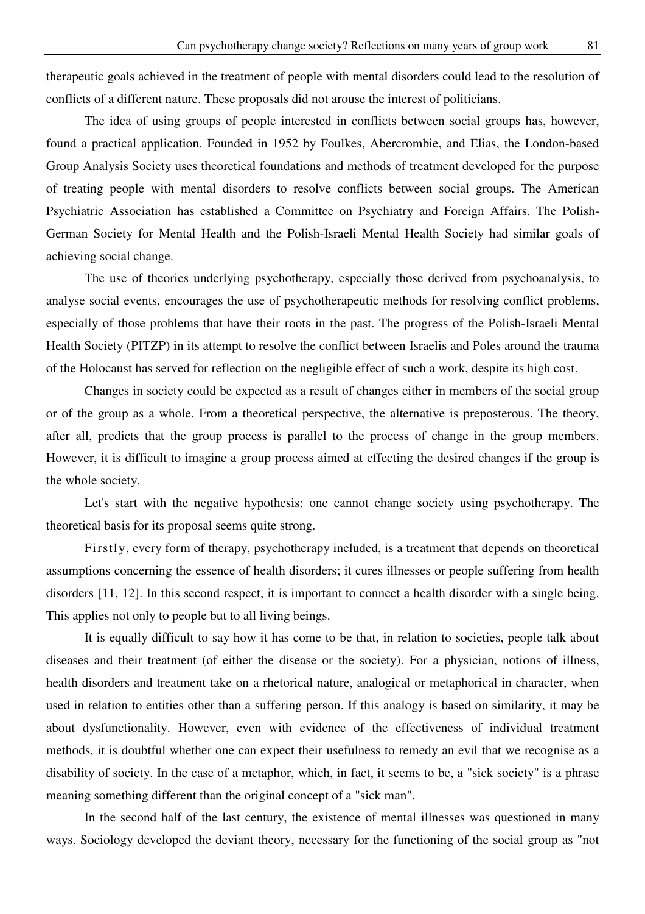therapeutic goals achieved in the treatment of people with mental disorders could lead to the resolution of conflicts of a different nature. These proposals did not arouse the interest of politicians.

The idea of using groups of people interested in conflicts between social groups has, however, found a practical application. Founded in 1952 by Foulkes, Abercrombie, and Elias, the London-based Group Analysis Society uses theoretical foundations and methods of treatment developed for the purpose of treating people with mental disorders to resolve conflicts between social groups. The American Psychiatric Association has established a Committee on Psychiatry and Foreign Affairs. The Polish-German Society for Mental Health and the Polish-Israeli Mental Health Society had similar goals of achieving social change.

The use of theories underlying psychotherapy, especially those derived from psychoanalysis, to analyse social events, encourages the use of psychotherapeutic methods for resolving conflict problems, especially of those problems that have their roots in the past. The progress of the Polish-Israeli Mental Health Society (PITZP) in its attempt to resolve the conflict between Israelis and Poles around the trauma of the Holocaust has served for reflection on the negligible effect of such a work, despite its high cost.

Changes in society could be expected as a result of changes either in members of the social group or of the group as a whole. From a theoretical perspective, the alternative is preposterous. The theory, after all, predicts that the group process is parallel to the process of change in the group members. However, it is difficult to imagine a group process aimed at effecting the desired changes if the group is the whole society.

Let's start with the negative hypothesis: one cannot change society using psychotherapy. The theoretical basis for its proposal seems quite strong.

Firstly, every form of therapy, psychotherapy included, is a treatment that depends on theoretical assumptions concerning the essence of health disorders; it cures illnesses or people suffering from health disorders [11, 12]. In this second respect, it is important to connect a health disorder with a single being. This applies not only to people but to all living beings.

It is equally difficult to say how it has come to be that, in relation to societies, people talk about diseases and their treatment (of either the disease or the society). For a physician, notions of illness, health disorders and treatment take on a rhetorical nature, analogical or metaphorical in character, when used in relation to entities other than a suffering person. If this analogy is based on similarity, it may be about dysfunctionality. However, even with evidence of the effectiveness of individual treatment methods, it is doubtful whether one can expect their usefulness to remedy an evil that we recognise as a disability of society. In the case of a metaphor, which, in fact, it seems to be, a "sick society" is a phrase meaning something different than the original concept of a "sick man".

In the second half of the last century, the existence of mental illnesses was questioned in many ways. Sociology developed the deviant theory, necessary for the functioning of the social group as "not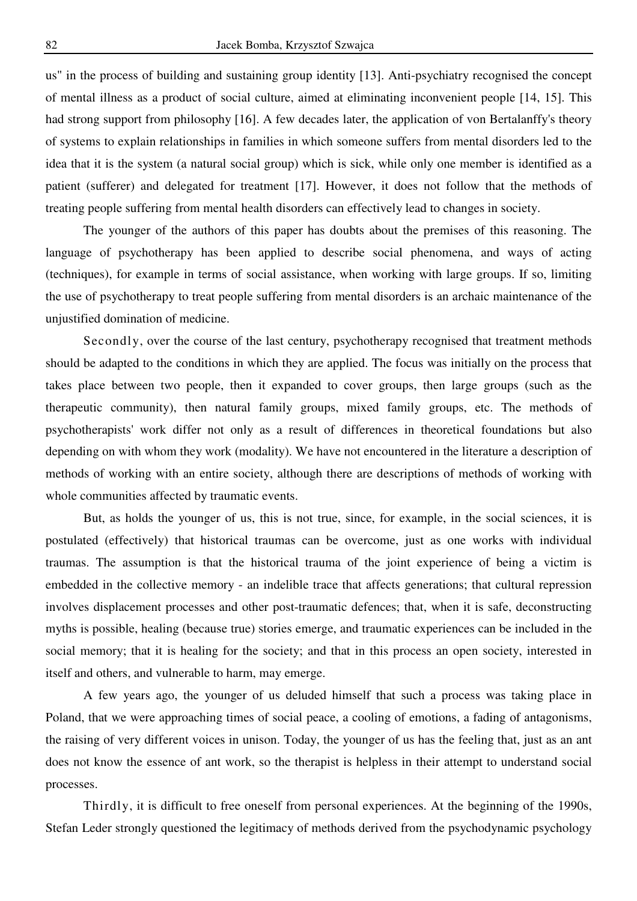us" in the process of building and sustaining group identity [13]. Anti-psychiatry recognised the concept of mental illness as a product of social culture, aimed at eliminating inconvenient people [14, 15]. This had strong support from philosophy [16]. A few decades later, the application of von Bertalanffy's theory of systems to explain relationships in families in which someone suffers from mental disorders led to the idea that it is the system (a natural social group) which is sick, while only one member is identified as a patient (sufferer) and delegated for treatment [17]. However, it does not follow that the methods of treating people suffering from mental health disorders can effectively lead to changes in society.

The younger of the authors of this paper has doubts about the premises of this reasoning. The language of psychotherapy has been applied to describe social phenomena, and ways of acting (techniques), for example in terms of social assistance, when working with large groups. If so, limiting the use of psychotherapy to treat people suffering from mental disorders is an archaic maintenance of the unjustified domination of medicine.

Secondly, over the course of the last century, psychotherapy recognised that treatment methods should be adapted to the conditions in which they are applied. The focus was initially on the process that takes place between two people, then it expanded to cover groups, then large groups (such as the therapeutic community), then natural family groups, mixed family groups, etc. The methods of psychotherapists' work differ not only as a result of differences in theoretical foundations but also depending on with whom they work (modality). We have not encountered in the literature a description of methods of working with an entire society, although there are descriptions of methods of working with whole communities affected by traumatic events.

But, as holds the younger of us, this is not true, since, for example, in the social sciences, it is postulated (effectively) that historical traumas can be overcome, just as one works with individual traumas. The assumption is that the historical trauma of the joint experience of being a victim is embedded in the collective memory - an indelible trace that affects generations; that cultural repression involves displacement processes and other post-traumatic defences; that, when it is safe, deconstructing myths is possible, healing (because true) stories emerge, and traumatic experiences can be included in the social memory; that it is healing for the society; and that in this process an open society, interested in itself and others, and vulnerable to harm, may emerge.

A few years ago, the younger of us deluded himself that such a process was taking place in Poland, that we were approaching times of social peace, a cooling of emotions, a fading of antagonisms, the raising of very different voices in unison. Today, the younger of us has the feeling that, just as an ant does not know the essence of ant work, so the therapist is helpless in their attempt to understand social processes.

Thirdly, it is difficult to free oneself from personal experiences. At the beginning of the 1990s, Stefan Leder strongly questioned the legitimacy of methods derived from the psychodynamic psychology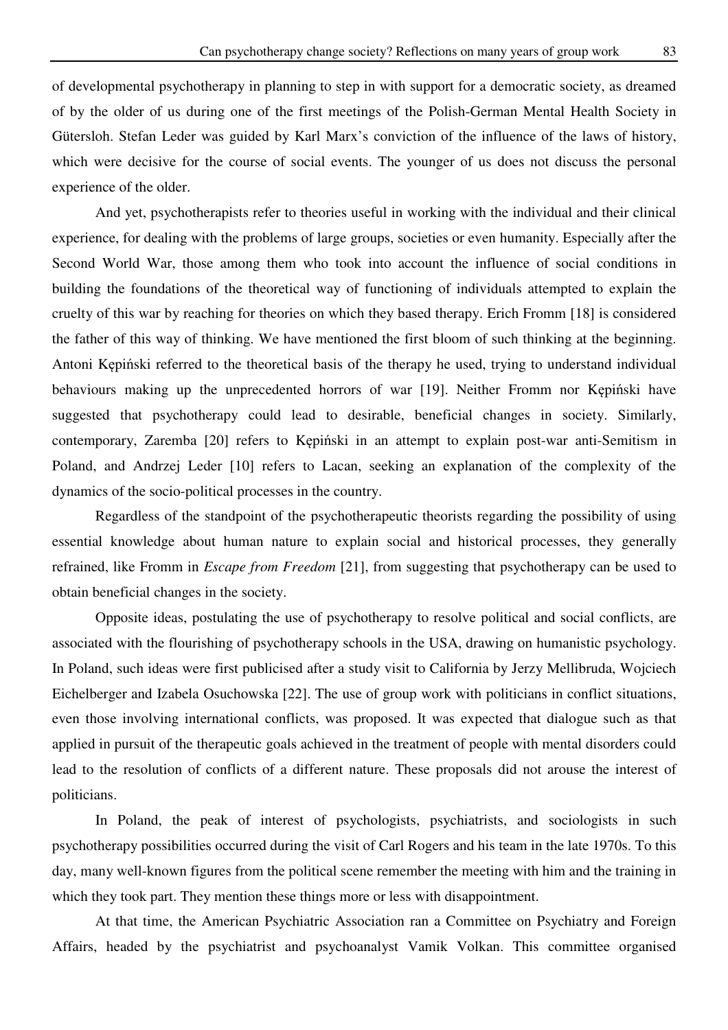of developmental psychotherapy in planning to step in with support for a democratic society, as dreamed of by the older of us during one of the first meetings of the Polish-German Mental Health Society in Gütersloh. Stefan Leder was guided by Karl Marx's conviction of the influence of the laws of history, which were decisive for the course of social events. The younger of us does not discuss the personal experience of the older.

And yet, psychotherapists refer to theories useful in working with the individual and their clinical experience, for dealing with the problems of large groups, societies or even humanity. Especially after the Second World War, those among them who took into account the influence of social conditions in building the foundations of the theoretical way of functioning of individuals attempted to explain the cruelty of this war by reaching for theories on which they based therapy. Erich Fromm [18] is considered the father of this way of thinking. We have mentioned the first bloom of such thinking at the beginning. Antoni Kępiński referred to the theoretical basis of the therapy he used, trying to understand individual behaviours making up the unprecedented horrors of war [19]. Neither Fromm nor Kępiński have suggested that psychotherapy could lead to desirable, beneficial changes in society. Similarly, contemporary, Zaremba [20] refers to Kępiński in an attempt to explain post-war anti-Semitism in Poland, and Andrzej Leder [10] refers to Lacan, seeking an explanation of the complexity of the dynamics of the socio-political processes in the country.

Regardless of the standpoint of the psychotherapeutic theorists regarding the possibility of using essential knowledge about human nature to explain social and historical processes, they generally refrained, like Fromm in *Escape from Freedom* [21], from suggesting that psychotherapy can be used to obtain beneficial changes in the society.

Opposite ideas, postulating the use of psychotherapy to resolve political and social conflicts, are associated with the flourishing of psychotherapy schools in the USA, drawing on humanistic psychology. In Poland, such ideas were first publicised after a study visit to California by Jerzy Mellibruda, Wojciech Eichelberger and Izabela Osuchowska [22]. The use of group work with politicians in conflict situations, even those involving international conflicts, was proposed. It was expected that dialogue such as that applied in pursuit of the therapeutic goals achieved in the treatment of people with mental disorders could lead to the resolution of conflicts of a different nature. These proposals did not arouse the interest of politicians.

In Poland, the peak of interest of psychologists, psychiatrists, and sociologists in such psychotherapy possibilities occurred during the visit of Carl Rogers and his team in the late 1970s. To this day, many well-known figures from the political scene remember the meeting with him and the training in which they took part. They mention these things more or less with disappointment.

At that time, the American Psychiatric Association ran a Committee on Psychiatry and Foreign Affairs, headed by the psychiatrist and psychoanalyst Vamik Volkan. This committee organised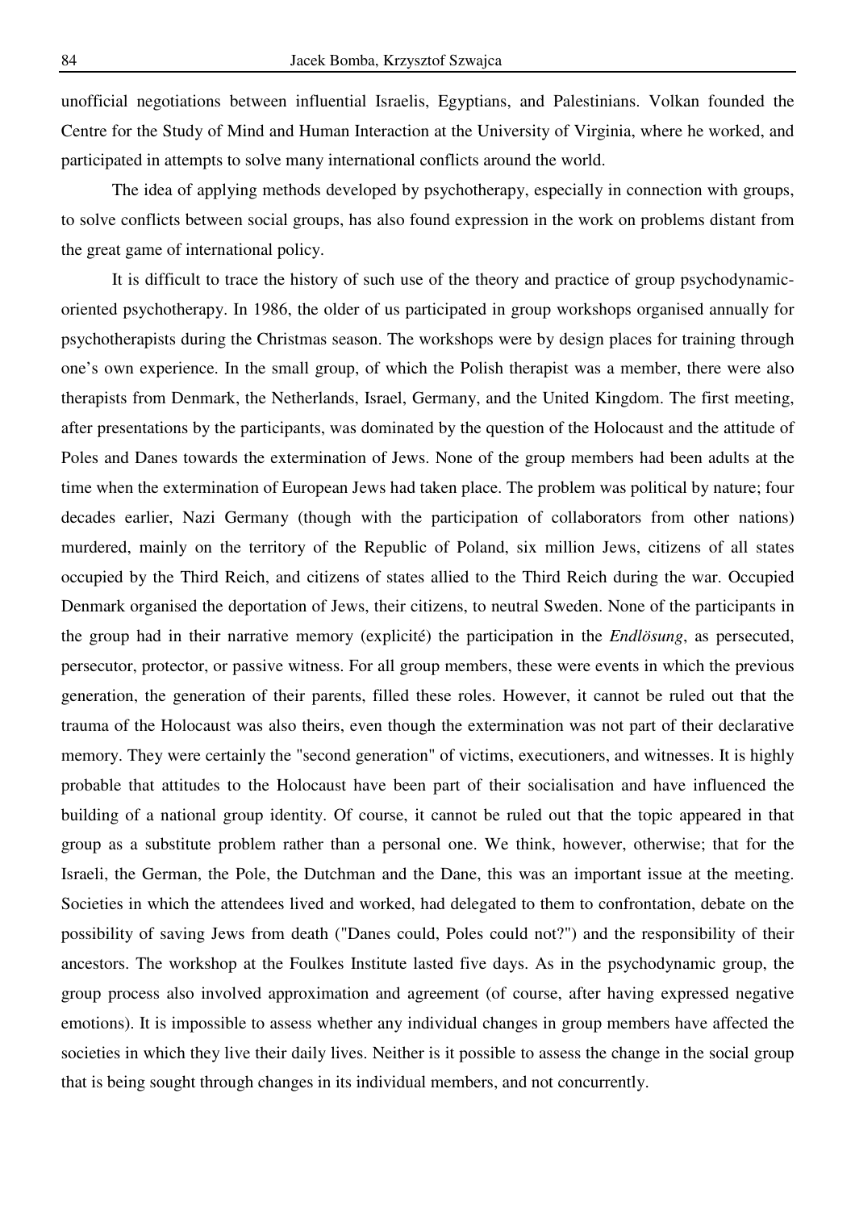unofficial negotiations between influential Israelis, Egyptians, and Palestinians. Volkan founded the Centre for the Study of Mind and Human Interaction at the University of Virginia, where he worked, and participated in attempts to solve many international conflicts around the world.

The idea of applying methods developed by psychotherapy, especially in connection with groups, to solve conflicts between social groups, has also found expression in the work on problems distant from the great game of international policy.

It is difficult to trace the history of such use of the theory and practice of group psychodynamic-oriented psychotherapy. In 1986, the older of us participated in group workshops organised annually for psychotherapists during the Christmas season. The workshops were by design places for training through one's own experience. In the small group, of which the Polish therapist was a member, there were also therapists from Denmark, the Netherlands, Israel, Germany, and the United Kingdom. The first meeting, after presentations by the participants, was dominated by the question of the Holocaust and the attitude of Poles and Danes towards the extermination of Jews. None of the group members had been adults at the time when the extermination of European Jews had taken place. The problem was political by nature; four decades earlier, Nazi Germany (though with the participation of collaborators from other nations) murdered, mainly on the territory of the Republic of Poland, six million Jews, citizens of all states occupied by the Third Reich, and citizens of states allied to the Third Reich during the war. Occupied Denmark organised the deportation of Jews, their citizens, to neutral Sweden. None of the participants in the group had in their narrative memory (explicité) the participation in the *Endlösung*, as persecuted, persecutor, protector, or passive witness. For all group members, these were events in which the previous generation, the generation of their parents, filled these roles. However, it cannot be ruled out that the trauma of the Holocaust was also theirs, even though the extermination was not part of their declarative memory. They were certainly the "second generation" of victims, executioners, and witnesses. It is highly probable that attitudes to the Holocaust have been part of their socialisation and have influenced the building of a national group identity. Of course, it cannot be ruled out that the topic appeared in that group as a substitute problem rather than a personal one. We think, however, otherwise; that for the Israeli, the German, the Pole, the Dutchman and the Dane, this was an important issue at the meeting. Societies in which the attendees lived and worked, had delegated to them to confrontation, debate on the possibility of saving Jews from death ("Danes could, Poles could not?") and the responsibility of their ancestors. The workshop at the Foulkes Institute lasted five days. As in the psychodynamic group, the group process also involved approximation and agreement (of course, after having expressed negative emotions). It is impossible to assess whether any individual changes in group members have affected the societies in which they live their daily lives. Neither is it possible to assess the change in the social group that is being sought through changes in its individual members, and not concurrently.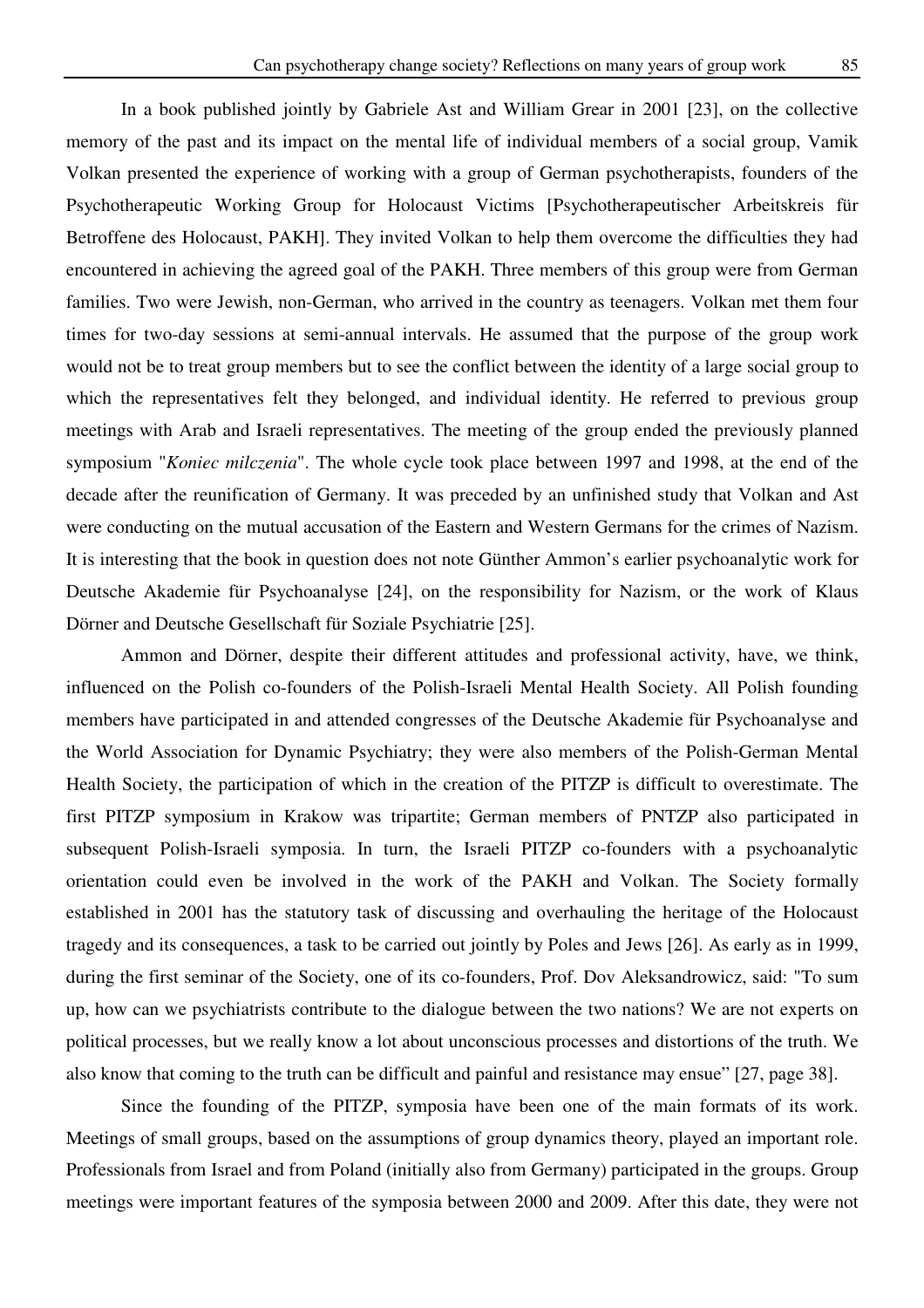In a book published jointly by Gabriele Ast and William Grear in 2001 [23], on the collective memory of the past and its impact on the mental life of individual members of a social group, Vamik Volkan presented the experience of working with a group of German psychotherapists, founders of the Psychotherapeutic Working Group for Holocaust Victims [Psychotherapeutischer Arbeitskreis für Betroffene des Holocaust, PAKH]. They invited Volkan to help them overcome the difficulties they had encountered in achieving the agreed goal of the PAKH. Three members of this group were from German families. Two were Jewish, non-German, who arrived in the country as teenagers. Volkan met them four times for two-day sessions at semi-annual intervals. He assumed that the purpose of the group work would not be to treat group members but to see the conflict between the identity of a large social group to which the representatives felt they belonged, and individual identity. He referred to previous group meetings with Arab and Israeli representatives. The meeting of the group ended the previously planned symposium "*Koniec milczenia*". The whole cycle took place between 1997 and 1998, at the end of the decade after the reunification of Germany. It was preceded by an unfinished study that Volkan and Ast were conducting on the mutual accusation of the Eastern and Western Germans for the crimes of Nazism. It is interesting that the book in question does not note Günther Ammon's earlier psychoanalytic work for Deutsche Akademie für Psychoanalyse [24], on the responsibility for Nazism, or the work of Klaus Dörner and Deutsche Gesellschaft für Soziale Psychiatrie [25].

Ammon and Dörner, despite their different attitudes and professional activity, have, we think, influenced on the Polish co-founders of the Polish-Israeli Mental Health Society. All Polish founding members have participated in and attended congresses of the Deutsche Akademie für Psychoanalyse and the World Association for Dynamic Psychiatry; they were also members of the Polish-German Mental Health Society, the participation of which in the creation of the PITZP is difficult to overestimate. The first PITZP symposium in Krakow was tripartite; German members of PNTZP also participated in subsequent Polish-Israeli symposia. In turn, the Israeli PITZP co-founders with a psychoanalytic orientation could even be involved in the work of the PAKH and Volkan. The Society formally established in 2001 has the statutory task of discussing and overhauling the heritage of the Holocaust tragedy and its consequences, a task to be carried out jointly by Poles and Jews [26]. As early as in 1999, during the first seminar of the Society, one of its co-founders, Prof. Dov Aleksandrowicz, said: "To sum up, how can we psychiatrists contribute to the dialogue between the two nations? We are not experts on political processes, but we really know a lot about unconscious processes and distortions of the truth. We also know that coming to the truth can be difficult and painful and resistance may ensue" [27, page 38].

Since the founding of the PITZP, symposia have been one of the main formats of its work. Meetings of small groups, based on the assumptions of group dynamics theory, played an important role. Professionals from Israel and from Poland (initially also from Germany) participated in the groups. Group meetings were important features of the symposia between 2000 and 2009. After this date, they were not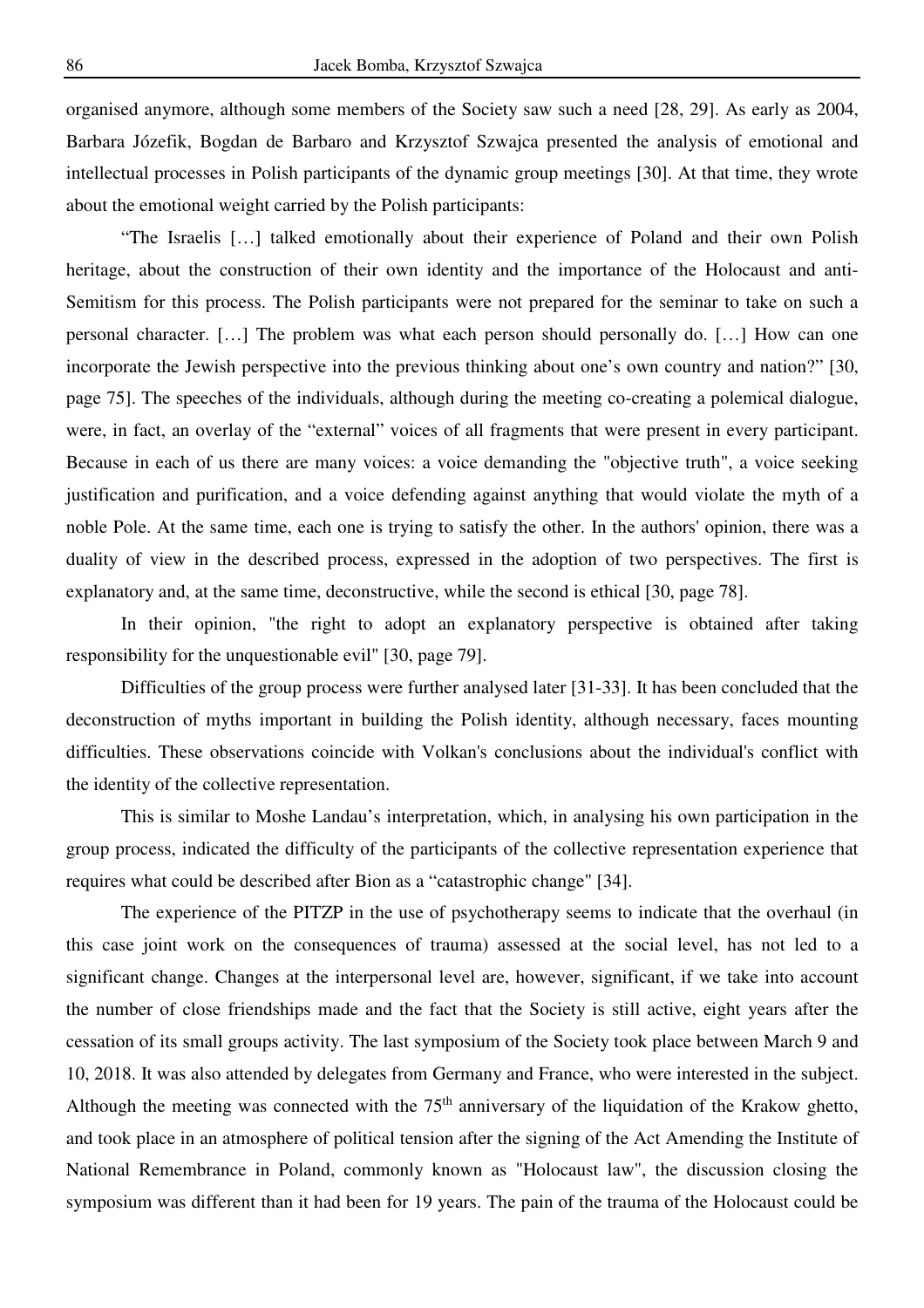organised anymore, although some members of the Society saw such a need [28, 29]. As early as 2004, Barbara Józefik, Bogdan de Barbaro and Krzysztof Szwajca presented the analysis of emotional and intellectual processes in Polish participants of the dynamic group meetings [30]. At that time, they wrote about the emotional weight carried by the Polish participants:

"The Israelis […] talked emotionally about their experience of Poland and their own Polish heritage, about the construction of their own identity and the importance of the Holocaust and anti-Semitism for this process. The Polish participants were not prepared for the seminar to take on such a personal character. […] The problem was what each person should personally do. […] How can one incorporate the Jewish perspective into the previous thinking about one's own country and nation?" [30, page 75]. The speeches of the individuals, although during the meeting co-creating a polemical dialogue, were, in fact, an overlay of the "external" voices of all fragments that were present in every participant. Because in each of us there are many voices: a voice demanding the "objective truth", a voice seeking justification and purification, and a voice defending against anything that would violate the myth of a noble Pole. At the same time, each one is trying to satisfy the other. In the authors' opinion, there was a duality of view in the described process, expressed in the adoption of two perspectives. The first is explanatory and, at the same time, deconstructive, while the second is ethical [30, page 78].

In their opinion, "the right to adopt an explanatory perspective is obtained after taking responsibility for the unquestionable evil" [30, page 79].

Difficulties of the group process were further analysed later [31-33]. It has been concluded that the deconstruction of myths important in building the Polish identity, although necessary, faces mounting difficulties. These observations coincide with Volkan's conclusions about the individual's conflict with the identity of the collective representation.

This is similar to Moshe Landau's interpretation, which, in analysing his own participation in the group process, indicated the difficulty of the participants of the collective representation experience that requires what could be described after Bion as a "catastrophic change" [34].

The experience of the PITZP in the use of psychotherapy seems to indicate that the overhaul (in this case joint work on the consequences of trauma) assessed at the social level, has not led to a significant change. Changes at the interpersonal level are, however, significant, if we take into account the number of close friendships made and the fact that the Society is still active, eight years after the cessation of its small groups activity. The last symposium of the Society took place between March 9 and 10, 2018. It was also attended by delegates from Germany and France, who were interested in the subject. Although the meeting was connected with the 75th anniversary of the liquidation of the Krakow ghetto, and took place in an atmosphere of political tension after the signing of the Act Amending the Institute of National Remembrance in Poland, commonly known as "Holocaust law", the discussion closing the symposium was different than it had been for 19 years. The pain of the trauma of the Holocaust could be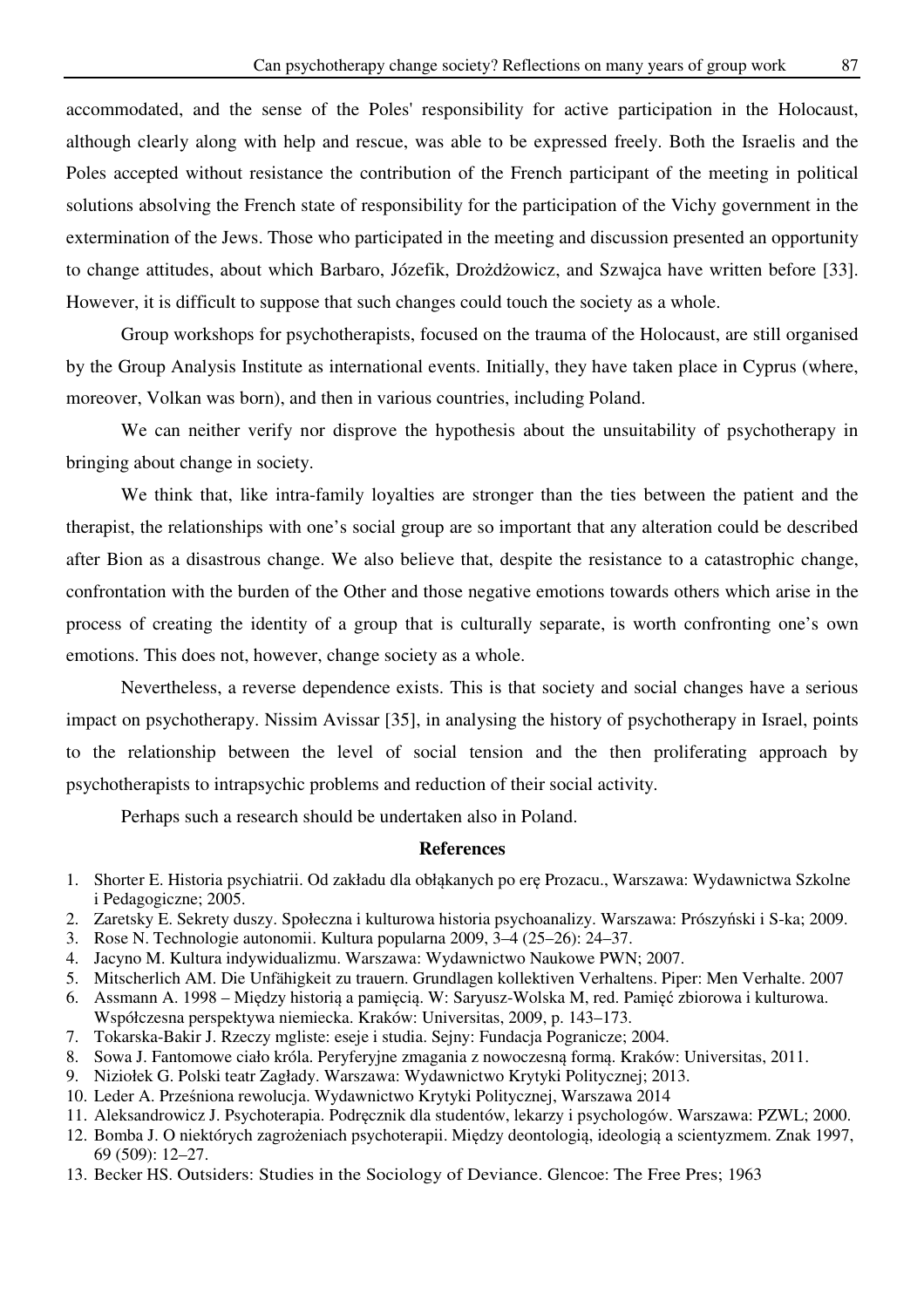accommodated, and the sense of the Poles' responsibility for active participation in the Holocaust, although clearly along with help and rescue, was able to be expressed freely. Both the Israelis and the Poles accepted without resistance the contribution of the French participant of the meeting in political solutions absolving the French state of responsibility for the participation of the Vichy government in the extermination of the Jews. Those who participated in the meeting and discussion presented an opportunity to change attitudes, about which Barbaro, Józefik, Drożdżowicz, and Szwajca have written before [33]. However, it is difficult to suppose that such changes could touch the society as a whole.

Group workshops for psychotherapists, focused on the trauma of the Holocaust, are still organised by the Group Analysis Institute as international events. Initially, they have taken place in Cyprus (where, moreover, Volkan was born), and then in various countries, including Poland.

We can neither verify nor disprove the hypothesis about the unsuitability of psychotherapy in bringing about change in society.

We think that, like intra-family loyalties are stronger than the ties between the patient and the therapist, the relationships with one's social group are so important that any alteration could be described after Bion as a disastrous change. We also believe that, despite the resistance to a catastrophic change, confrontation with the burden of the Other and those negative emotions towards others which arise in the process of creating the identity of a group that is culturally separate, is worth confronting one's own emotions. This does not, however, change society as a whole.

Nevertheless, a reverse dependence exists. This is that society and social changes have a serious impact on psychotherapy. Nissim Avissar [35], in analysing the history of psychotherapy in Israel, points to the relationship between the level of social tension and the then proliferating approach by psychotherapists to intrapsychic problems and reduction of their social activity.

Perhaps such a research should be undertaken also in Poland.

## References

1. Shorter E. Historia psychiatrii. Od zakładu dla obłąkanych po erę Prozacu., Warszawa: Wydawnictwa Szkolne i Pedagogiczne; 2005.
2. Zaretsky E. Sekrety duszy. Społeczna i kulturowa historia psychoanalizy. Warszawa: Prószyński i S-ka; 2009.
3. Rose N. Technologie autonomii. Kultura popularna 2009, 3–4 (25–26): 24–37.
4. Jacyno M. Kultura indywidualizmu. Warszawa: Wydawnictwo Naukowe PWN; 2007.
5. Mitscherlich AM. Die Unfähigkeit zu trauern. Grundlagen kollektiven Verhaltens. Piper: Men Verhalte. 2007
6. Assmann A. 1998 – Między historią a pamięcią. W: Saryusz-Wolska M, red. Pamięć zbiorowa i kulturowa. Współczesna perspektywa niemiecka. Kraków: Universitas, 2009, p. 143–173.
7. Tokarska-Bakir J. Rzeczy mgliste: eseje i studia. Sejny: Fundacja Pogranicze; 2004.
8. Sowa J. Fantomowe ciało króla. Peryferyjne zmagania z nowoczesną formą. Kraków: Universitas, 2011.
9. Niziołek G. Polski teatr Zagłady. Warszawa: Wydawnictwo Krytyki Politycznej; 2013.
10. Leder A. Prześniona rewolucja. Wydawnictwo Krytyki Politycznej, Warszawa 2014
11. Aleksandrowicz J. Psychoterapia. Podręcznik dla studentów, lekarzy i psychologów. Warszawa: PZWL; 2000.
12. Bomba J. O niektórych zagrożeniach psychoterapii. Między deontologią, ideologią a scientyzmem. Znak 1997, 69 (509): 12–27.
13. Becker HS. Outsiders: Studies in the Sociology of Deviance. Glencoe: The Free Pres; 1963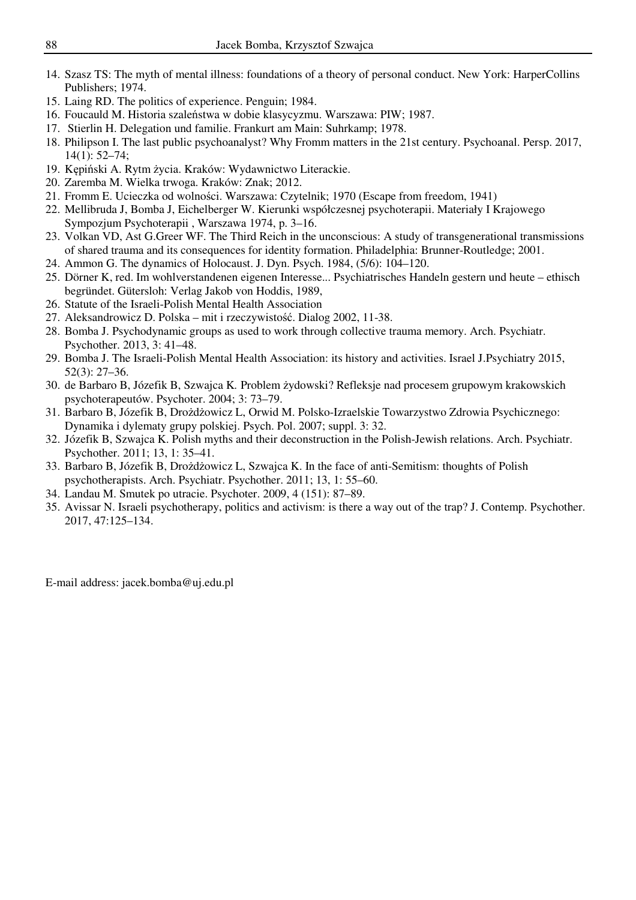14. Szasz TS: The myth of mental illness: foundations of a theory of personal conduct. New York: HarperCollins Publishers; 1974.
15. Laing RD. The politics of experience. Penguin; 1984.
16. Foucauld M. Historia szaleństwa w dobie klasycyzmu. Warszawa: PIW; 1987.
17. Stierlin H. Delegation und familie. Frankurt am Main: Suhrkamp; 1978.
18. Philipson I. The last public psychoanalyst? Why Fromm matters in the 21st century. Psychoanal. Persp. 2017, 14(1): 52–74;
19. Kępiński A. Rytm życia. Kraków: Wydawnictwo Literackie.
20. Zaremba M. Wielka trwoga. Kraków: Znak; 2012.
21. Fromm E. Ucieczka od wolności. Warszawa: Czytelnik; 1970 (Escape from freedom, 1941)
22. Mellibruda J, Bomba J, Eichelberger W. Kierunki współczesnej psychoterapii. Materiały I Krajowego Sympozjum Psychoterapii , Warszawa 1974, p. 3–16.
23. Volkan VD, Ast G.Greer WF. The Third Reich in the unconscious: A study of transgenerational transmissions of shared trauma and its consequences for identity formation. Philadelphia: Brunner-Routledge; 2001.
24. Ammon G. The dynamics of Holocaust. J. Dyn. Psych. 1984, (5/6): 104–120.
25. Dörner K, red. Im wohlverstandenen eigenen Interesse... Psychiatrisches Handeln gestern und heute – ethisch begründet. Gütersloh: Verlag Jakob von Hoddis, 1989,
26. Statute of the Israeli-Polish Mental Health Association
27. Aleksandrowicz D. Polska – mit i rzeczywistość. Dialog 2002, 11-38.
28. Bomba J. Psychodynamic groups as used to work through collective trauma memory. Arch. Psychiatr. Psychother. 2013, 3: 41–48.
29. Bomba J. The Israeli-Polish Mental Health Association: its history and activities. Israel J.Psychiatry 2015, 52(3): 27–36.
30. de Barbaro B, Józefik B, Szwajca K. Problem żydowski? Refleksje nad procesem grupowym krakowskich psychoterapeutów. Psychoter. 2004; 3: 73–79.
31. Barbaro B, Józefik B, Drożdżowicz L, Orwid M. Polsko-Izraelskie Towarzystwo Zdrowia Psychicznego: Dynamika i dylematy grupy polskiej. Psych. Pol. 2007; suppl. 3: 32.
32. Józefik B, Szwajca K. Polish myths and their deconstruction in the Polish-Jewish relations. Arch. Psychiatr. Psychother. 2011; 13, 1: 35–41.
33. Barbaro B, Józefik B, Drożdżowicz L, Szwajca K. In the face of anti-Semitism: thoughts of Polish psychotherapists. Arch. Psychiatr. Psychother. 2011; 13, 1: 55–60.
34. Landau M. Smutek po utracie. Psychoter. 2009, 4 (151): 87–89.
35. Avissar N. Israeli psychotherapy, politics and activism: is there a way out of the trap? J. Contemp. Psychother. 2017, 47:125–134.

E-mail address: jacek.bomba@uj.edu.pl